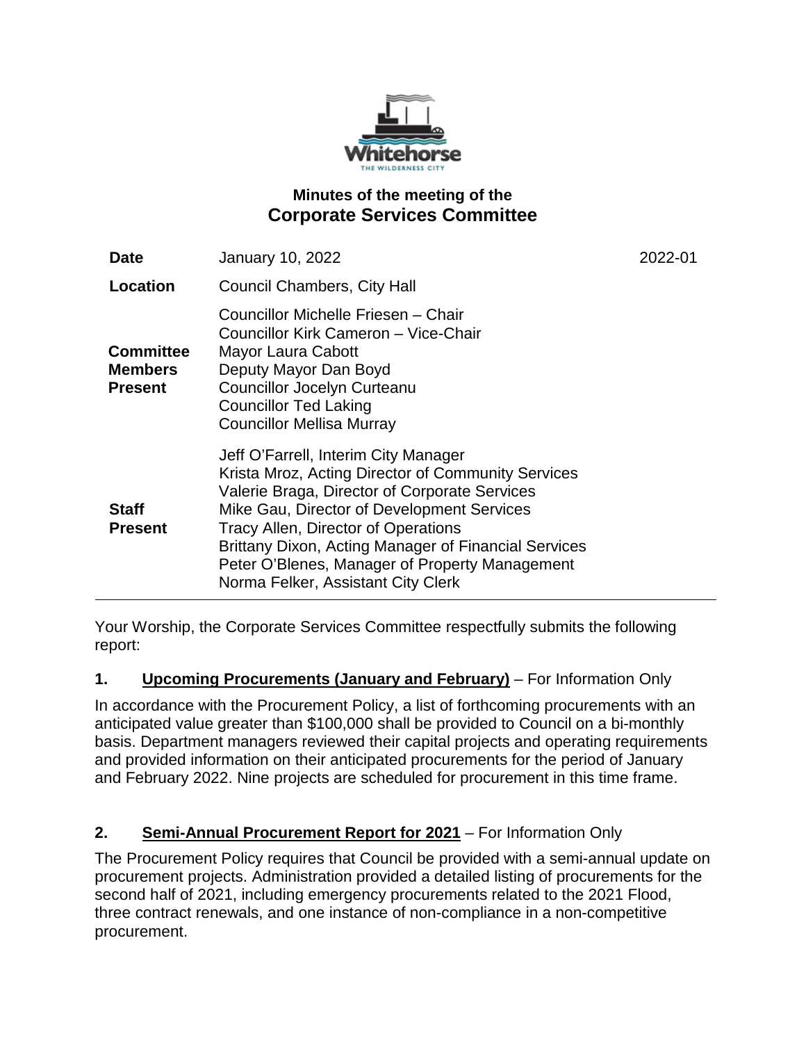# Minutes of the meeting of the Corporate Services Committee

| | | |
|---|---|---|
| **Date** | January 10, 2022 | 2022-01 |
| **Location** | Council Chambers, City Hall | |
| **Committee Members Present** | Councillor Michelle Friesen – Chair<br>Councillor Kirk Cameron – Vice-Chair<br>Mayor Laura Cabott<br>Deputy Mayor Dan Boyd<br>Councillor Jocelyn Curteanu<br>Councillor Ted Laking<br>Councillor Mellisa Murray | |
| **Staff Present** | Jeff O'Farrell, Interim City Manager<br>Krista Mroz, Acting Director of Community Services<br>Valerie Braga, Director of Corporate Services<br>Mike Gau, Director of Development Services<br>Tracy Allen, Director of Operations<br>Brittany Dixon, Acting Manager of Financial Services<br>Peter O'Blenes, Manager of Property Management<br>Norma Felker, Assistant City Clerk | |

Your Worship, the Corporate Services Committee respectfully submits the following report:

## 1. Upcoming Procurements (January and February) – For Information Only

In accordance with the Procurement Policy, a list of forthcoming procurements with an anticipated value greater than $100,000 shall be provided to Council on a bi-monthly basis. Department managers reviewed their capital projects and operating requirements and provided information on their anticipated procurements for the period of January and February 2022. Nine projects are scheduled for procurement in this time frame.

## 2. Semi-Annual Procurement Report for 2021 – For Information Only

The Procurement Policy requires that Council be provided with a semi-annual update on procurement projects. Administration provided a detailed listing of procurements for the second half of 2021, including emergency procurements related to the 2021 Flood, three contract renewals, and one instance of non-compliance in a non-competitive procurement.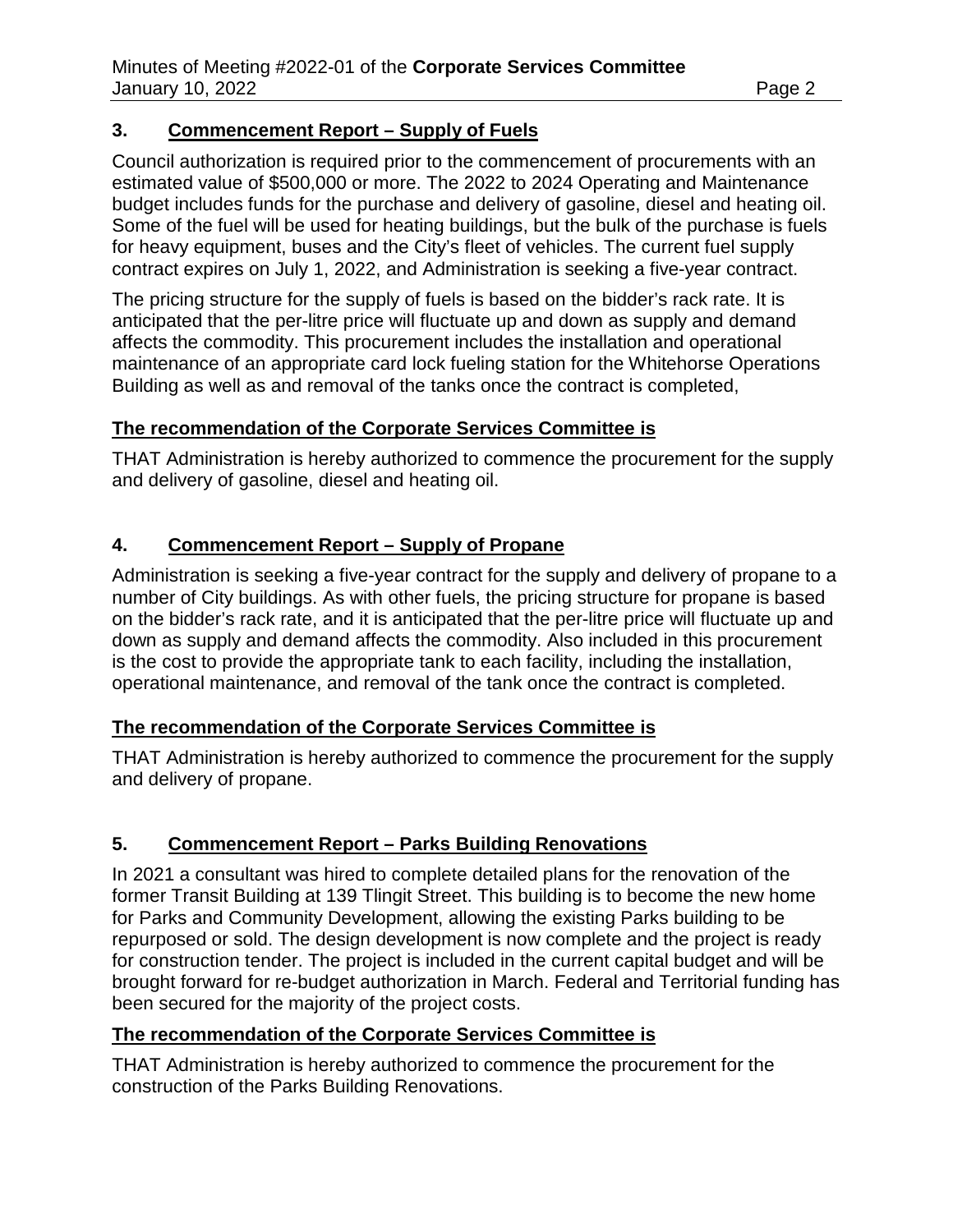## 3. Commencement Report – Supply of Fuels

Council authorization is required prior to the commencement of procurements with an estimated value of $500,000 or more. The 2022 to 2024 Operating and Maintenance budget includes funds for the purchase and delivery of gasoline, diesel and heating oil. Some of the fuel will be used for heating buildings, but the bulk of the purchase is fuels for heavy equipment, buses and the City's fleet of vehicles. The current fuel supply contract expires on July 1, 2022, and Administration is seeking a five-year contract.

The pricing structure for the supply of fuels is based on the bidder's rack rate. It is anticipated that the per-litre price will fluctuate up and down as supply and demand affects the commodity. This procurement includes the installation and operational maintenance of an appropriate card lock fueling station for the Whitehorse Operations Building as well as and removal of the tanks once the contract is completed,

**The recommendation of the Corporate Services Committee is**

THAT Administration is hereby authorized to commence the procurement for the supply and delivery of gasoline, diesel and heating oil.

## 4. Commencement Report – Supply of Propane

Administration is seeking a five-year contract for the supply and delivery of propane to a number of City buildings. As with other fuels, the pricing structure for propane is based on the bidder's rack rate, and it is anticipated that the per-litre price will fluctuate up and down as supply and demand affects the commodity. Also included in this procurement is the cost to provide the appropriate tank to each facility, including the installation, operational maintenance, and removal of the tank once the contract is completed.

**The recommendation of the Corporate Services Committee is**

THAT Administration is hereby authorized to commence the procurement for the supply and delivery of propane.

## 5. Commencement Report – Parks Building Renovations

In 2021 a consultant was hired to complete detailed plans for the renovation of the former Transit Building at 139 Tlingit Street. This building is to become the new home for Parks and Community Development, allowing the existing Parks building to be repurposed or sold. The design development is now complete and the project is ready for construction tender. The project is included in the current capital budget and will be brought forward for re-budget authorization in March. Federal and Territorial funding has been secured for the majority of the project costs.

**The recommendation of the Corporate Services Committee is**

THAT Administration is hereby authorized to commence the procurement for the construction of the Parks Building Renovations.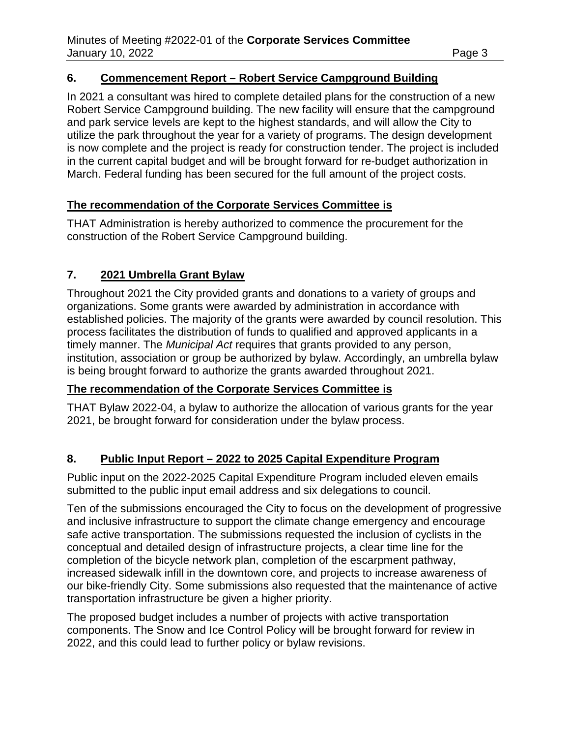## 6. Commencement Report – Robert Service Campground Building

In 2021 a consultant was hired to complete detailed plans for the construction of a new Robert Service Campground building. The new facility will ensure that the campground and park service levels are kept to the highest standards, and will allow the City to utilize the park throughout the year for a variety of programs. The design development is now complete and the project is ready for construction tender. The project is included in the current capital budget and will be brought forward for re-budget authorization in March. Federal funding has been secured for the full amount of the project costs.

**The recommendation of the Corporate Services Committee is**

THAT Administration is hereby authorized to commence the procurement for the construction of the Robert Service Campground building.

## 7. 2021 Umbrella Grant Bylaw

Throughout 2021 the City provided grants and donations to a variety of groups and organizations. Some grants were awarded by administration in accordance with established policies. The majority of the grants were awarded by council resolution. This process facilitates the distribution of funds to qualified and approved applicants in a timely manner. The *Municipal Act* requires that grants provided to any person, institution, association or group be authorized by bylaw. Accordingly, an umbrella bylaw is being brought forward to authorize the grants awarded throughout 2021.

**The recommendation of the Corporate Services Committee is**

THAT Bylaw 2022-04, a bylaw to authorize the allocation of various grants for the year 2021, be brought forward for consideration under the bylaw process.

## 8. Public Input Report – 2022 to 2025 Capital Expenditure Program

Public input on the 2022-2025 Capital Expenditure Program included eleven emails submitted to the public input email address and six delegations to council.

Ten of the submissions encouraged the City to focus on the development of progressive and inclusive infrastructure to support the climate change emergency and encourage safe active transportation. The submissions requested the inclusion of cyclists in the conceptual and detailed design of infrastructure projects, a clear time line for the completion of the bicycle network plan, completion of the escarpment pathway, increased sidewalk infill in the downtown core, and projects to increase awareness of our bike-friendly City. Some submissions also requested that the maintenance of active transportation infrastructure be given a higher priority.

The proposed budget includes a number of projects with active transportation components. The Snow and Ice Control Policy will be brought forward for review in 2022, and this could lead to further policy or bylaw revisions.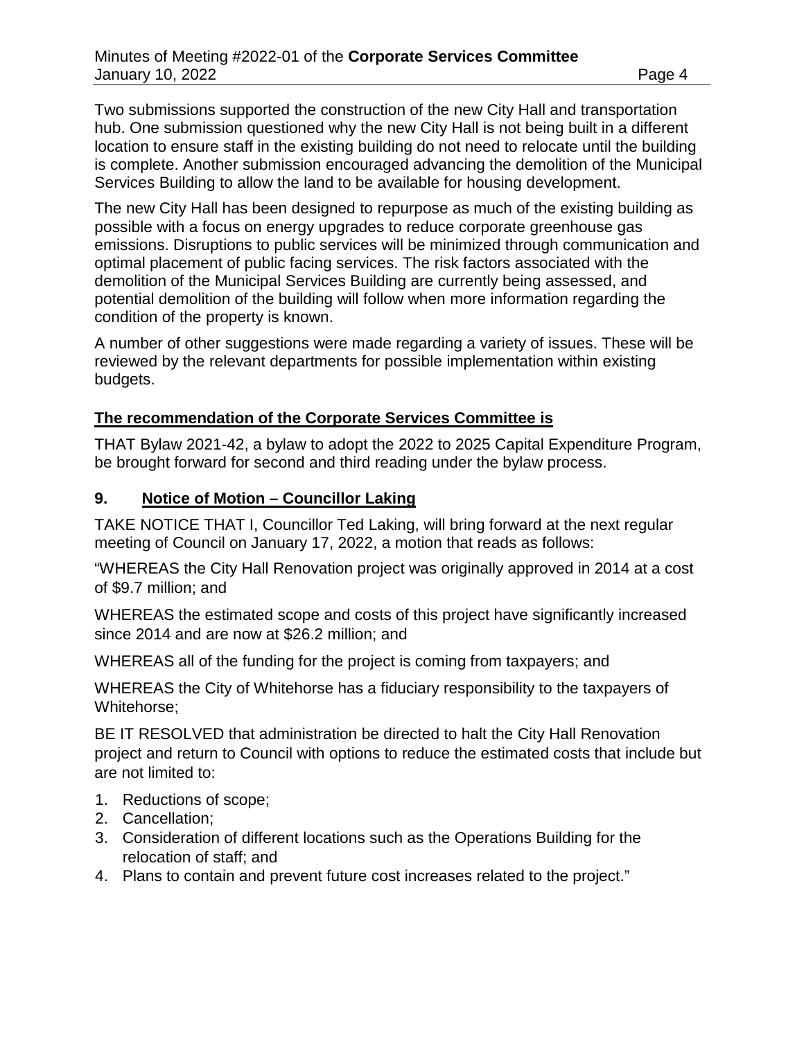Two submissions supported the construction of the new City Hall and transportation hub. One submission questioned why the new City Hall is not being built in a different location to ensure staff in the existing building do not need to relocate until the building is complete. Another submission encouraged advancing the demolition of the Municipal Services Building to allow the land to be available for housing development.

The new City Hall has been designed to repurpose as much of the existing building as possible with a focus on energy upgrades to reduce corporate greenhouse gas emissions. Disruptions to public services will be minimized through communication and optimal placement of public facing services. The risk factors associated with the demolition of the Municipal Services Building are currently being assessed, and potential demolition of the building will follow when more information regarding the condition of the property is known.

A number of other suggestions were made regarding a variety of issues. These will be reviewed by the relevant departments for possible implementation within existing budgets.

**The recommendation of the Corporate Services Committee is**

THAT Bylaw 2021-42, a bylaw to adopt the 2022 to 2025 Capital Expenditure Program, be brought forward for second and third reading under the bylaw process.

## 9. Notice of Motion – Councillor Laking

TAKE NOTICE THAT I, Councillor Ted Laking, will bring forward at the next regular meeting of Council on January 17, 2022, a motion that reads as follows:

"WHEREAS the City Hall Renovation project was originally approved in 2014 at a cost of $9.7 million; and

WHEREAS the estimated scope and costs of this project have significantly increased since 2014 and are now at $26.2 million; and

WHEREAS all of the funding for the project is coming from taxpayers; and

WHEREAS the City of Whitehorse has a fiduciary responsibility to the taxpayers of Whitehorse;

BE IT RESOLVED that administration be directed to halt the City Hall Renovation project and return to Council with options to reduce the estimated costs that include but are not limited to:

1. Reductions of scope;
2. Cancellation;
3. Consideration of different locations such as the Operations Building for the relocation of staff; and
4. Plans to contain and prevent future cost increases related to the project."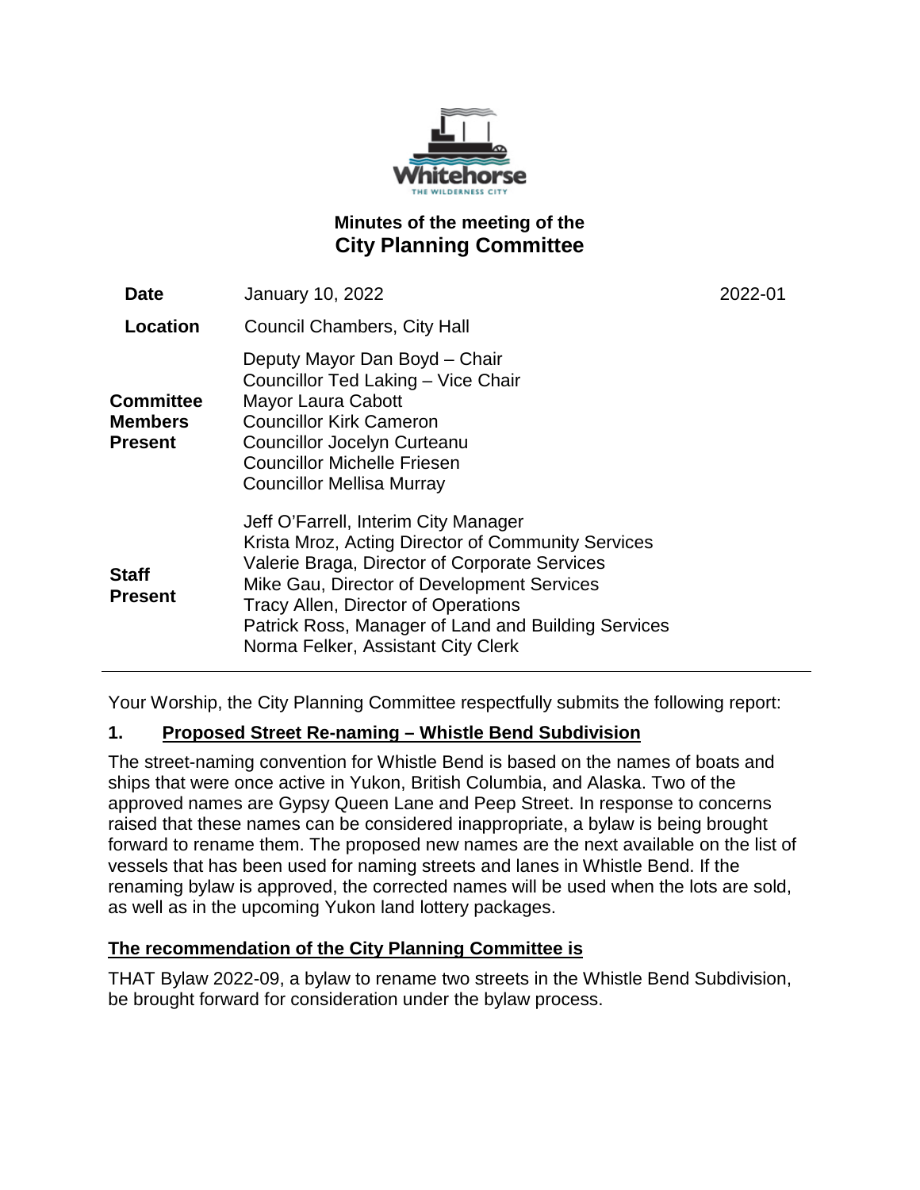## Minutes of the meeting of the
# City Planning Committee

| | | |
|---|---|---|
| **Date** | January 10, 2022 | 2022-01 |
| **Location** | Council Chambers, City Hall | |
| **Committee Members Present** | Deputy Mayor Dan Boyd – Chair<br>Councillor Ted Laking – Vice Chair<br>Mayor Laura Cabott<br>Councillor Kirk Cameron<br>Councillor Jocelyn Curteanu<br>Councillor Michelle Friesen<br>Councillor Mellisa Murray | |
| **Staff Present** | Jeff O'Farrell, Interim City Manager<br>Krista Mroz, Acting Director of Community Services<br>Valerie Braga, Director of Corporate Services<br>Mike Gau, Director of Development Services<br>Tracy Allen, Director of Operations<br>Patrick Ross, Manager of Land and Building Services<br>Norma Felker, Assistant City Clerk | |

Your Worship, the City Planning Committee respectfully submits the following report:

### 1. Proposed Street Re-naming – Whistle Bend Subdivision

The street-naming convention for Whistle Bend is based on the names of boats and ships that were once active in Yukon, British Columbia, and Alaska. Two of the approved names are Gypsy Queen Lane and Peep Street. In response to concerns raised that these names can be considered inappropriate, a bylaw is being brought forward to rename them. The proposed new names are the next available on the list of vessels that has been used for naming streets and lanes in Whistle Bend. If the renaming bylaw is approved, the corrected names will be used when the lots are sold, as well as in the upcoming Yukon land lottery packages.

**The recommendation of the City Planning Committee is**

THAT Bylaw 2022-09, a bylaw to rename two streets in the Whistle Bend Subdivision, be brought forward for consideration under the bylaw process.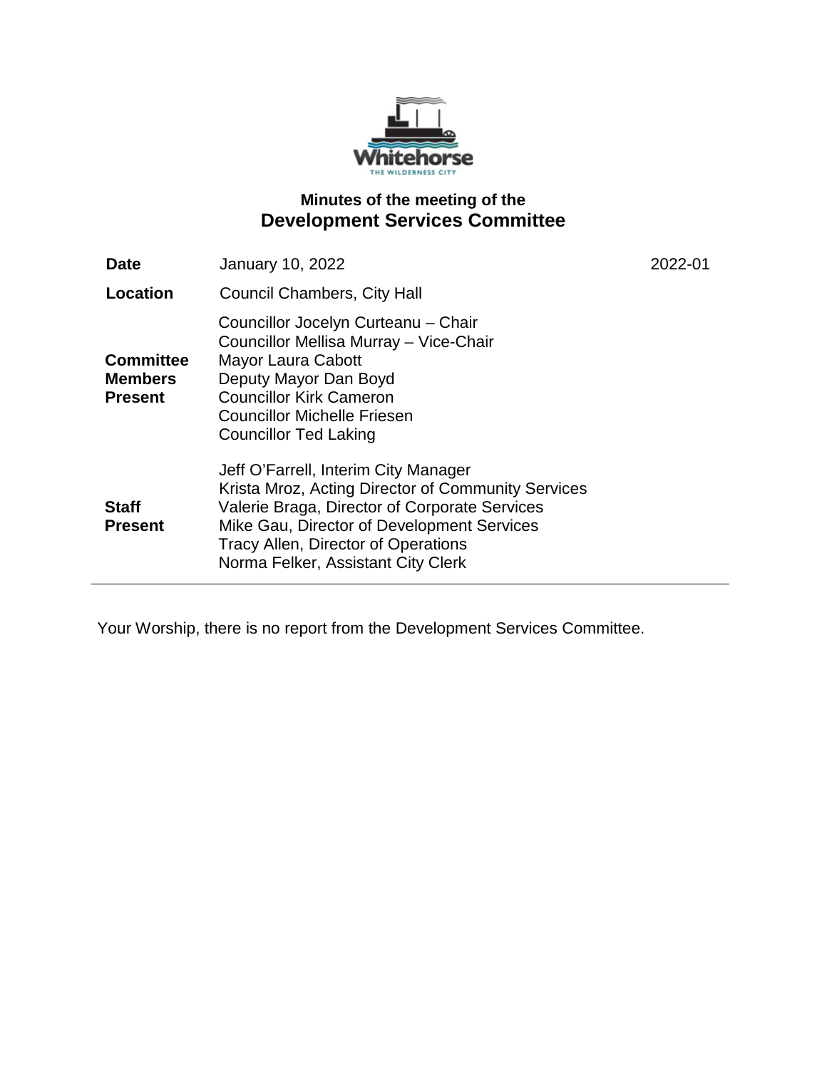Whitehorse

THE WILDERNESS CITY

## Minutes of the meeting of the
# Development Services Committee

| | | |
|---|---|---|
| **Date** | January 10, 2022 | 2022-01 |
| **Location** | Council Chambers, City Hall | |
| **Committee Members Present** | Councillor Jocelyn Curteanu – Chair<br>Councillor Mellisa Murray – Vice-Chair<br>Mayor Laura Cabott<br>Deputy Mayor Dan Boyd<br>Councillor Kirk Cameron<br>Councillor Michelle Friesen<br>Councillor Ted Laking | |
| **Staff Present** | Jeff O'Farrell, Interim City Manager<br>Krista Mroz, Acting Director of Community Services<br>Valerie Braga, Director of Corporate Services<br>Mike Gau, Director of Development Services<br>Tracy Allen, Director of Operations<br>Norma Felker, Assistant City Clerk | |

Your Worship, there is no report from the Development Services Committee.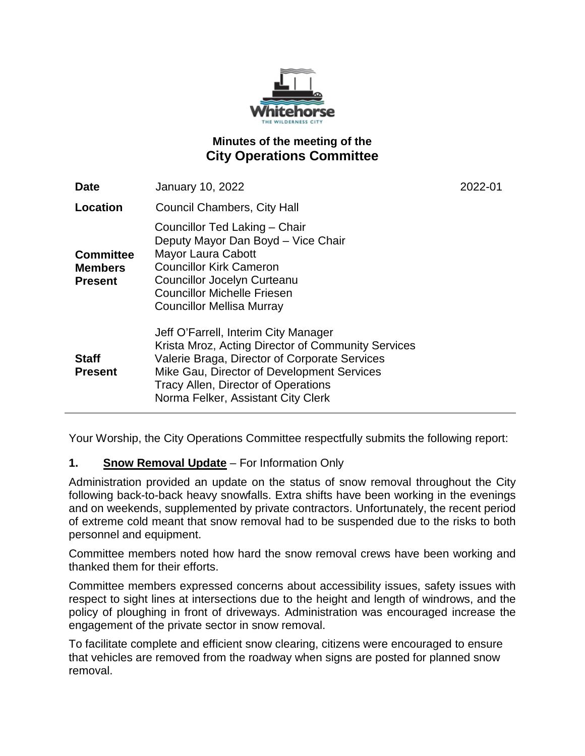# Minutes of the meeting of the
## City Operations Committee

| | | |
|---|---|---|
| **Date** | January 10, 2022 | 2022-01 |
| **Location** | Council Chambers, City Hall | |
| **Committee Members Present** | Councillor Ted Laking – Chair<br>Deputy Mayor Dan Boyd – Vice Chair<br>Mayor Laura Cabott<br>Councillor Kirk Cameron<br>Councillor Jocelyn Curteanu<br>Councillor Michelle Friesen<br>Councillor Mellisa Murray | |
| **Staff Present** | Jeff O'Farrell, Interim City Manager<br>Krista Mroz, Acting Director of Community Services<br>Valerie Braga, Director of Corporate Services<br>Mike Gau, Director of Development Services<br>Tracy Allen, Director of Operations<br>Norma Felker, Assistant City Clerk | |

Your Worship, the City Operations Committee respectfully submits the following report:

**1. Snow Removal Update** – For Information Only

Administration provided an update on the status of snow removal throughout the City following back-to-back heavy snowfalls. Extra shifts have been working in the evenings and on weekends, supplemented by private contractors. Unfortunately, the recent period of extreme cold meant that snow removal had to be suspended due to the risks to both personnel and equipment.

Committee members noted how hard the snow removal crews have been working and thanked them for their efforts.

Committee members expressed concerns about accessibility issues, safety issues with respect to sight lines at intersections due to the height and length of windrows, and the policy of ploughing in front of driveways. Administration was encouraged increase the engagement of the private sector in snow removal.

To facilitate complete and efficient snow clearing, citizens were encouraged to ensure that vehicles are removed from the roadway when signs are posted for planned snow removal.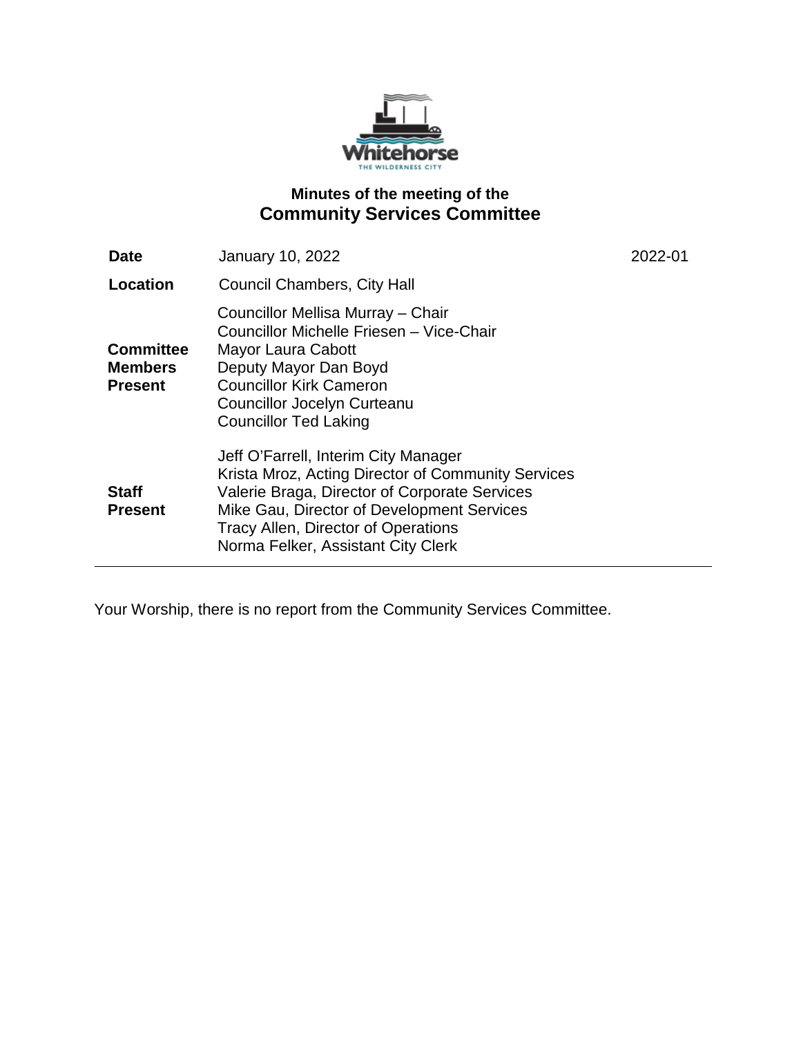# Minutes of the meeting of the
## Community Services Committee

| | | |
|---|---|---|
| **Date** | January 10, 2022 | 2022-01 |
| **Location** | Council Chambers, City Hall | |
| **Committee Members Present** | Councillor Mellisa Murray – Chair<br>Councillor Michelle Friesen – Vice-Chair<br>Mayor Laura Cabott<br>Deputy Mayor Dan Boyd<br>Councillor Kirk Cameron<br>Councillor Jocelyn Curteanu<br>Councillor Ted Laking | |
| **Staff Present** | Jeff O'Farrell, Interim City Manager<br>Krista Mroz, Acting Director of Community Services<br>Valerie Braga, Director of Corporate Services<br>Mike Gau, Director of Development Services<br>Tracy Allen, Director of Operations<br>Norma Felker, Assistant City Clerk | |

Your Worship, there is no report from the Community Services Committee.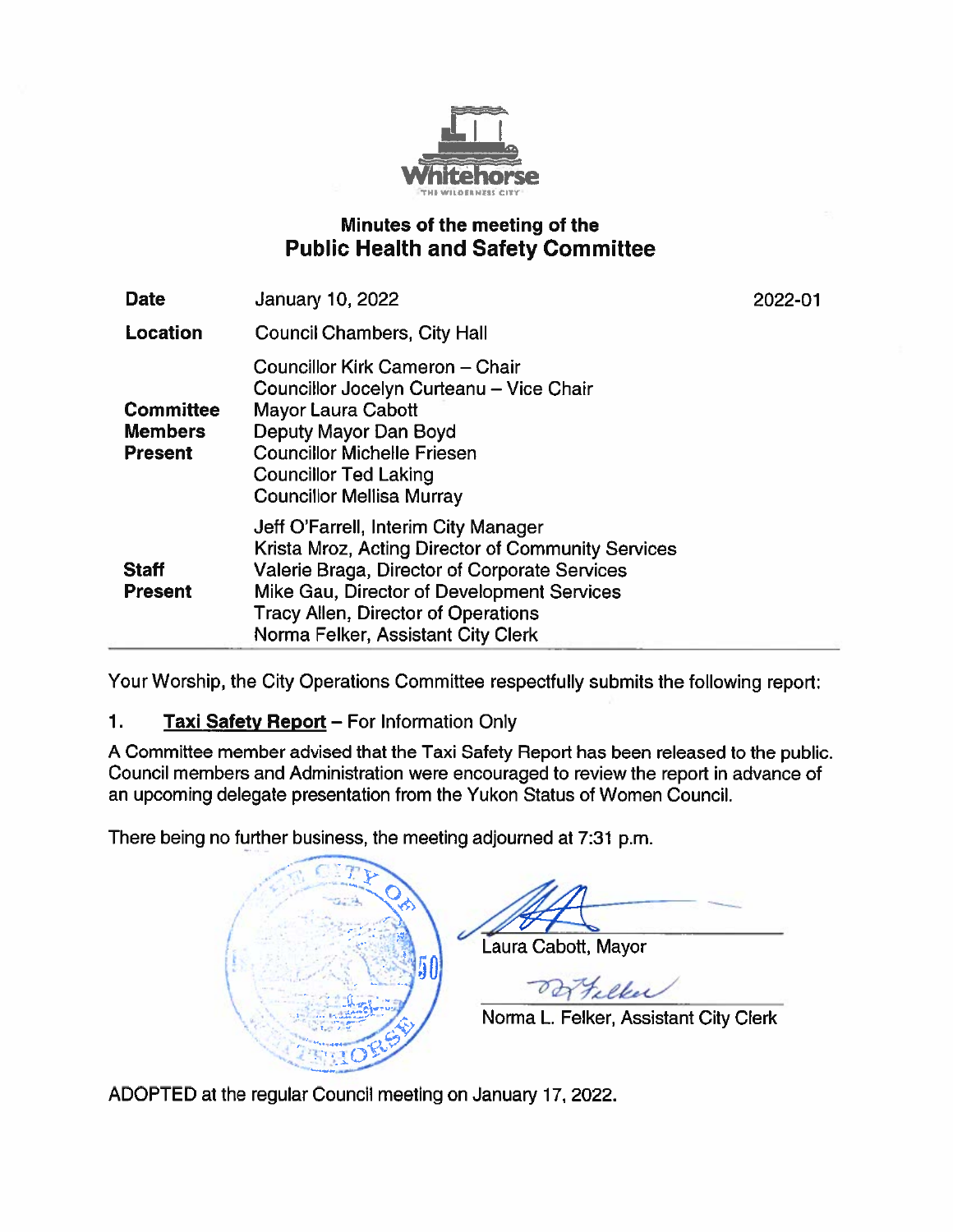Whitehorse

THE WILDERNESS CITY

## Minutes of the meeting of the
# Public Health and Safety Committee

| | | |
|---|---|---|
| **Date** | January 10, 2022 | 2022-01 |
| **Location** | Council Chambers, City Hall | |
| **Committee Members Present** | Councillor Kirk Cameron – Chair<br>Councillor Jocelyn Curteanu – Vice Chair<br>Mayor Laura Cabott<br>Deputy Mayor Dan Boyd<br>Councillor Michelle Friesen<br>Councillor Ted Laking<br>Councillor Mellisa Murray | |
| **Staff Present** | Jeff O'Farrell, Interim City Manager<br>Krista Mroz, Acting Director of Community Services<br>Valerie Braga, Director of Corporate Services<br>Mike Gau, Director of Development Services<br>Tracy Allen, Director of Operations<br>Norma Felker, Assistant City Clerk | |

Your Worship, the City Operations Committee respectfully submits the following report:

1. **Taxi Safety Report** – For Information Only

A Committee member advised that the Taxi Safety Report has been released to the public. Council members and Administration were encouraged to review the report in advance of an upcoming delegate presentation from the Yukon Status of Women Council.

There being no further business, the meeting adjourned at 7:31 p.m.

Laura Cabott, Mayor

Norma L. Felker, Assistant City Clerk

ADOPTED at the regular Council meeting on January 17, 2022.